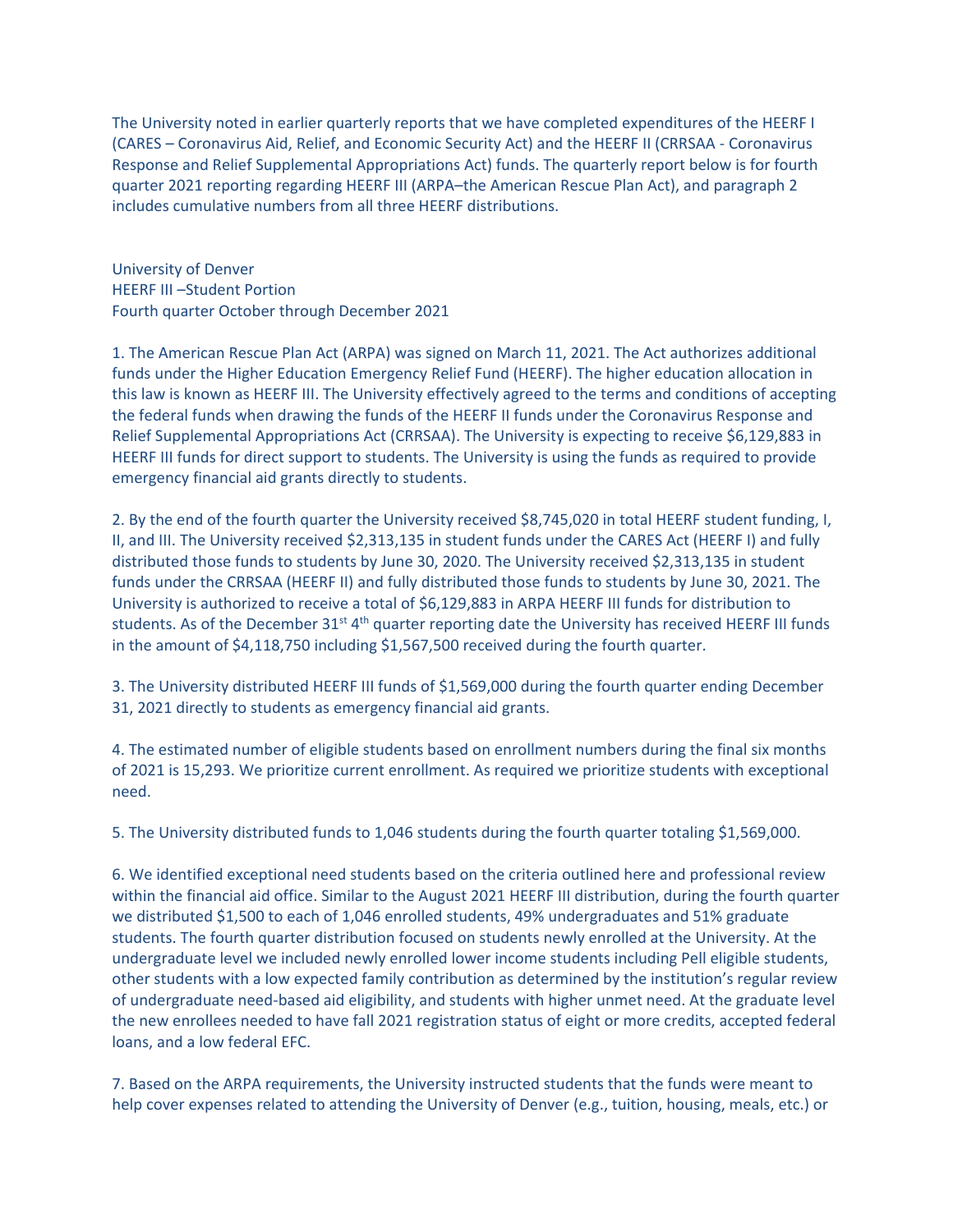The University noted in earlier quarterly reports that we have completed expenditures of the HEERF I (CARES – Coronavirus Aid, Relief, and Economic Security Act) and the HEERF II (CRRSAA - Coronavirus Response and Relief Supplemental Appropriations Act) funds. The quarterly report below is for fourth quarter 2021 reporting regarding HEERF III (ARPA–the American Rescue Plan Act), and paragraph 2 includes cumulative numbers from all three HEERF distributions.

University of Denver
HEERF III –Student Portion
Fourth quarter October through December 2021

1. The American Rescue Plan Act (ARPA) was signed on March 11, 2021. The Act authorizes additional funds under the Higher Education Emergency Relief Fund (HEERF). The higher education allocation in this law is known as HEERF III. The University effectively agreed to the terms and conditions of accepting the federal funds when drawing the funds of the HEERF II funds under the Coronavirus Response and Relief Supplemental Appropriations Act (CRRSAA). The University is expecting to receive $6,129,883 in HEERF III funds for direct support to students. The University is using the funds as required to provide emergency financial aid grants directly to students.

2. By the end of the fourth quarter the University received $8,745,020 in total HEERF student funding, I, II, and III. The University received $2,313,135 in student funds under the CARES Act (HEERF I) and fully distributed those funds to students by June 30, 2020. The University received $2,313,135 in student funds under the CRRSAA (HEERF II) and fully distributed those funds to students by June 30, 2021. The University is authorized to receive a total of $6,129,883 in ARPA HEERF III funds for distribution to students. As of the December 31st 4th quarter reporting date the University has received HEERF III funds in the amount of $4,118,750 including $1,567,500 received during the fourth quarter.

3. The University distributed HEERF III funds of $1,569,000 during the fourth quarter ending December 31, 2021 directly to students as emergency financial aid grants.

4. The estimated number of eligible students based on enrollment numbers during the final six months of 2021 is 15,293. We prioritize current enrollment. As required we prioritize students with exceptional need.

5. The University distributed funds to 1,046 students during the fourth quarter totaling $1,569,000.

6. We identified exceptional need students based on the criteria outlined here and professional review within the financial aid office. Similar to the August 2021 HEERF III distribution, during the fourth quarter we distributed $1,500 to each of 1,046 enrolled students, 49% undergraduates and 51% graduate students. The fourth quarter distribution focused on students newly enrolled at the University. At the undergraduate level we included newly enrolled lower income students including Pell eligible students, other students with a low expected family contribution as determined by the institution's regular review of undergraduate need-based aid eligibility, and students with higher unmet need. At the graduate level the new enrollees needed to have fall 2021 registration status of eight or more credits, accepted federal loans, and a low federal EFC.

7. Based on the ARPA requirements, the University instructed students that the funds were meant to help cover expenses related to attending the University of Denver (e.g., tuition, housing, meals, etc.) or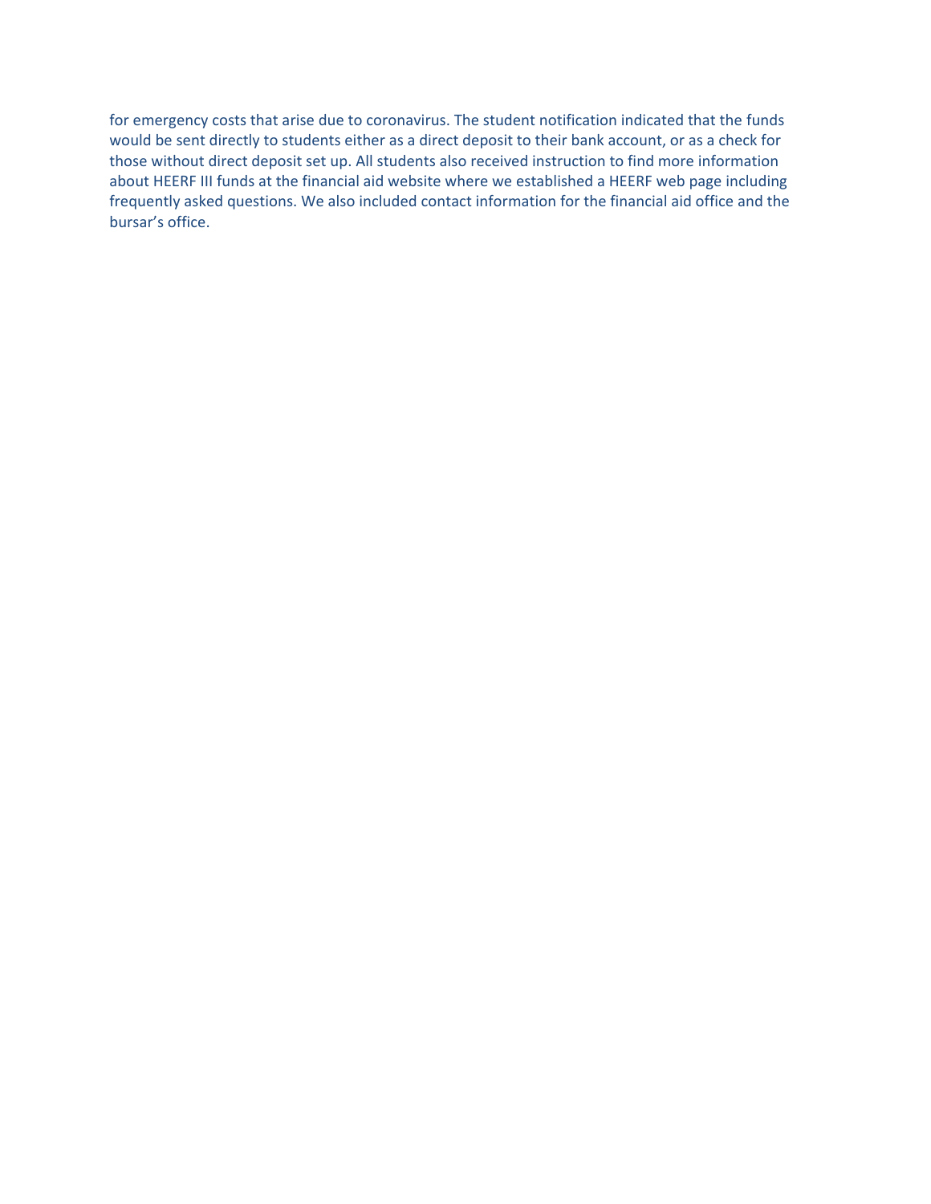for emergency costs that arise due to coronavirus. The student notification indicated that the funds would be sent directly to students either as a direct deposit to their bank account, or as a check for those without direct deposit set up. All students also received instruction to find more information about HEERF III funds at the financial aid website where we established a HEERF web page including frequently asked questions. We also included contact information for the financial aid office and the bursar's office.